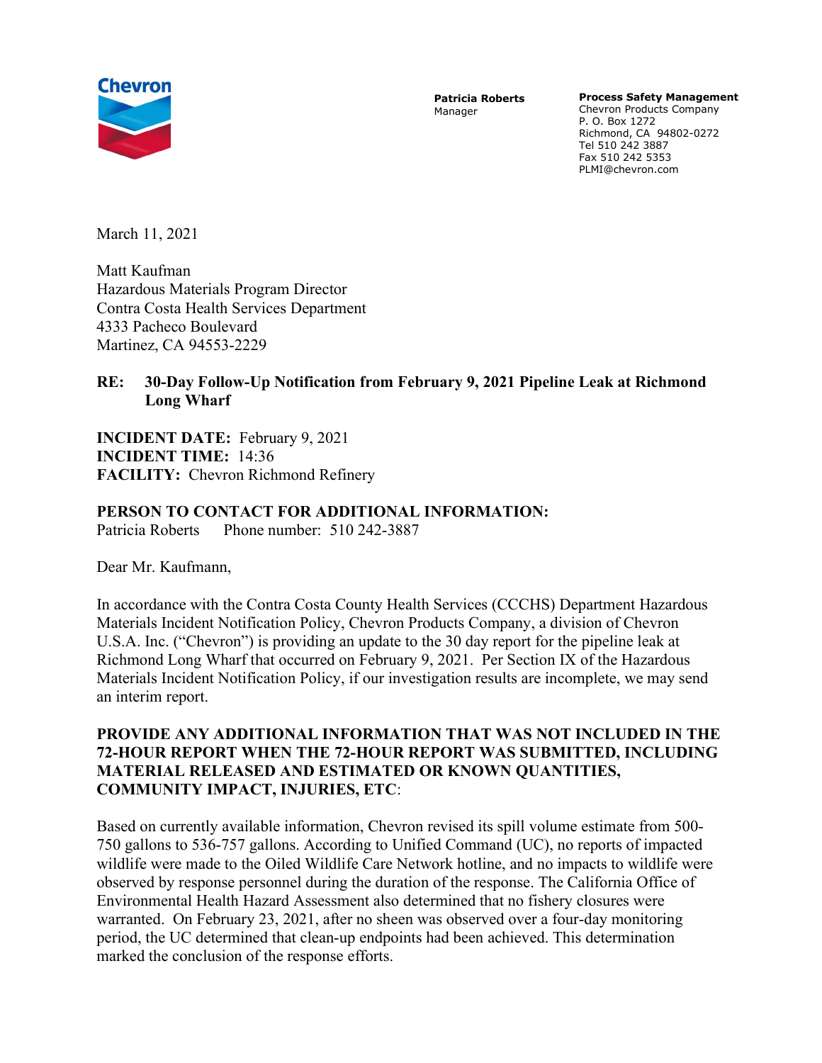Chevron

**Patricia Roberts**
Manager

**Process Safety Management**
Chevron Products Company
P. O. Box 1272
Richmond, CA 94802-0272
Tel 510 242 3887
Fax 510 242 5353
PLMI@chevron.com

March 11, 2021

Matt Kaufman
Hazardous Materials Program Director
Contra Costa Health Services Department
4333 Pacheco Boulevard
Martinez, CA 94553-2229

**RE: 30-Day Follow-Up Notification from February 9, 2021 Pipeline Leak at Richmond Long Wharf**

**INCIDENT DATE:** February 9, 2021
**INCIDENT TIME:** 14:36
**FACILITY:** Chevron Richmond Refinery

**PERSON TO CONTACT FOR ADDITIONAL INFORMATION:**
Patricia Roberts Phone number: 510 242-3887

Dear Mr. Kaufmann,

In accordance with the Contra Costa County Health Services (CCCHS) Department Hazardous Materials Incident Notification Policy, Chevron Products Company, a division of Chevron U.S.A. Inc. ("Chevron") is providing an update to the 30 day report for the pipeline leak at Richmond Long Wharf that occurred on February 9, 2021. Per Section IX of the Hazardous Materials Incident Notification Policy, if our investigation results are incomplete, we may send an interim report.

**PROVIDE ANY ADDITIONAL INFORMATION THAT WAS NOT INCLUDED IN THE 72-HOUR REPORT WHEN THE 72-HOUR REPORT WAS SUBMITTED, INCLUDING MATERIAL RELEASED AND ESTIMATED OR KNOWN QUANTITIES, COMMUNITY IMPACT, INJURIES, ETC**:

Based on currently available information, Chevron revised its spill volume estimate from 500-750 gallons to 536-757 gallons. According to Unified Command (UC), no reports of impacted wildlife were made to the Oiled Wildlife Care Network hotline, and no impacts to wildlife were observed by response personnel during the duration of the response. The California Office of Environmental Health Hazard Assessment also determined that no fishery closures were warranted. On February 23, 2021, after no sheen was observed over a four-day monitoring period, the UC determined that clean-up endpoints had been achieved. This determination marked the conclusion of the response efforts.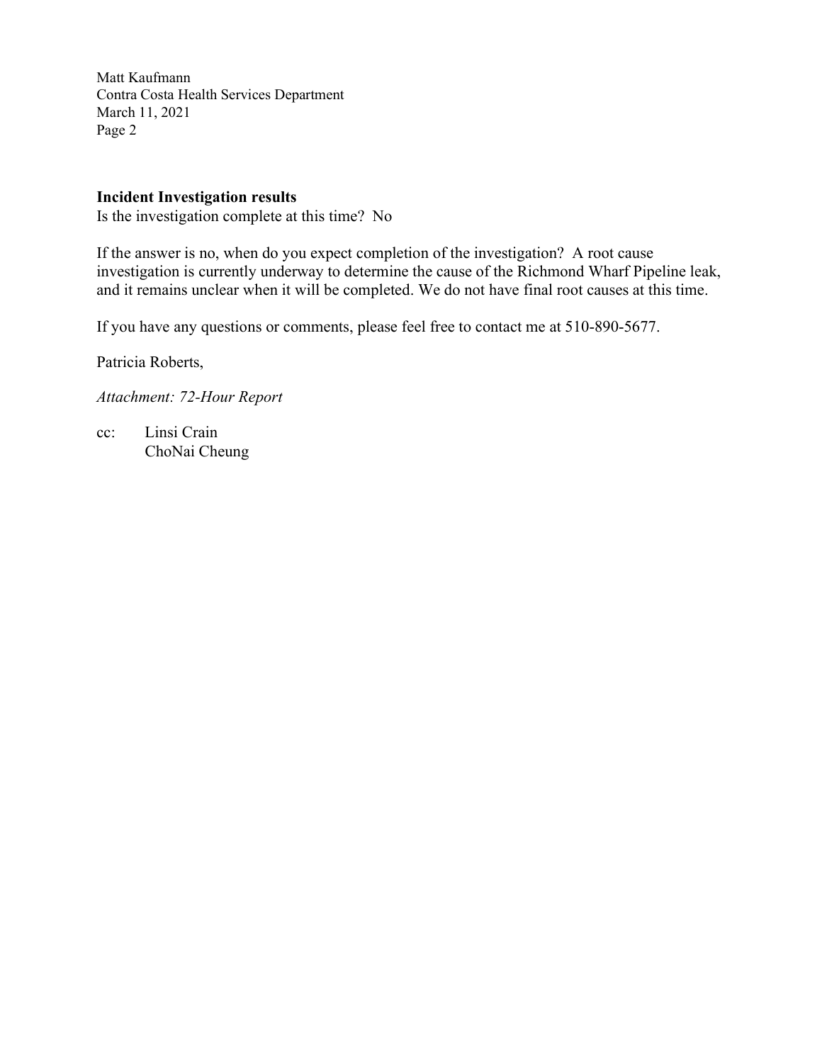**Incident Investigation results**
Is the investigation complete at this time? No

If the answer is no, when do you expect completion of the investigation? A root cause investigation is currently underway to determine the cause of the Richmond Wharf Pipeline leak, and it remains unclear when it will be completed. We do not have final root causes at this time.

If you have any questions or comments, please feel free to contact me at 510-890-5677.

Patricia Roberts,

*Attachment: 72-Hour Report*

cc: Linsi Crain
ChoNai Cheung